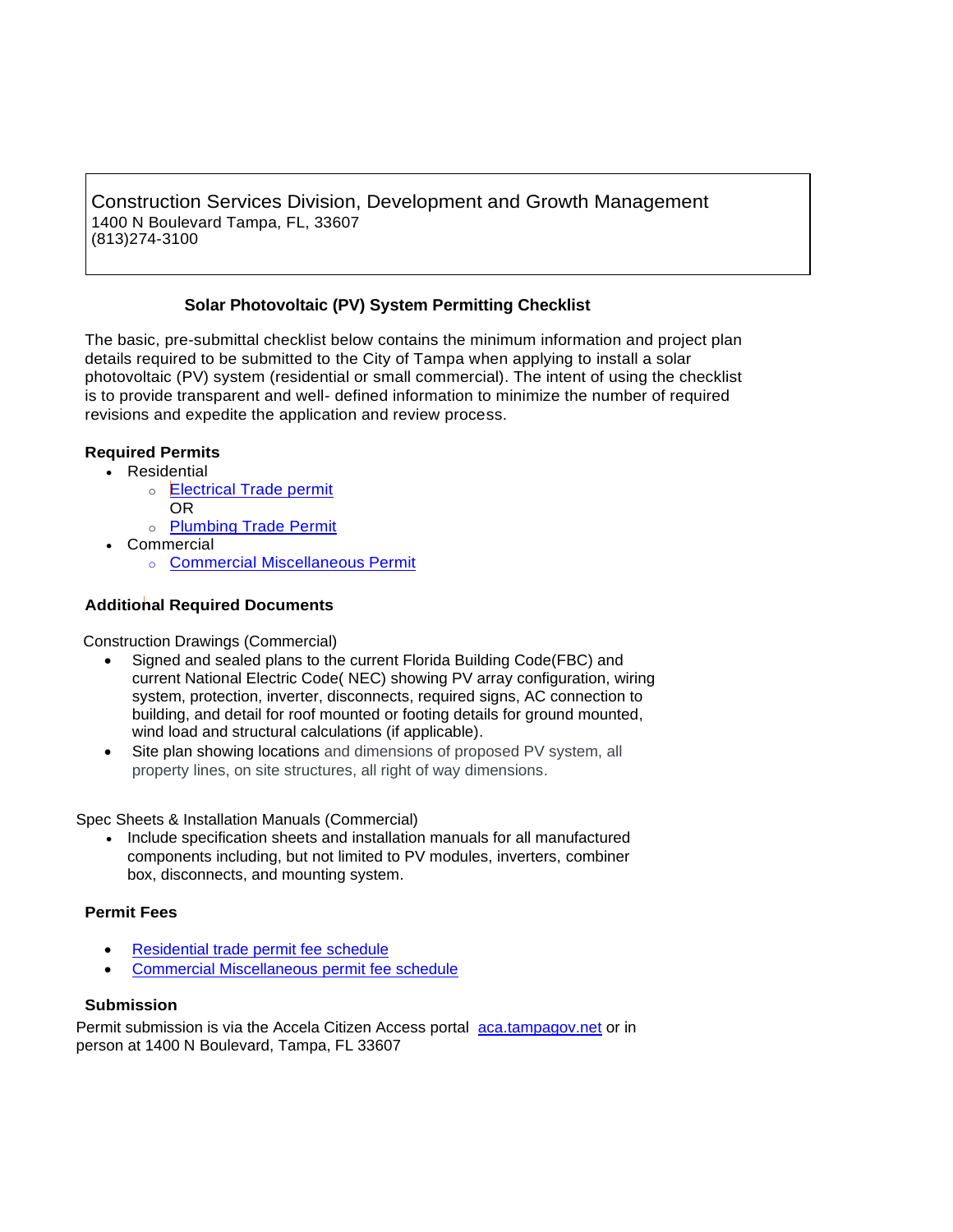Construction Services Division, Development and Growth Management
1400 N Boulevard Tampa, FL, 33607
(813)274-3100

## Solar Photovoltaic (PV) System Permitting Checklist

The basic, pre-submittal checklist below contains the minimum information and project plan details required to be submitted to the City of Tampa when applying to install a solar photovoltaic (PV) system (residential or small commercial). The intent of using the checklist is to provide transparent and well- defined information to minimize the number of required revisions and expedite the application and review process.

### Required Permits

- Residential
  - Electrical Trade permit
    OR
  - Plumbing Trade Permit
- Commercial
  - Commercial Miscellaneous Permit

### Additional Required Documents

Construction Drawings (Commercial)

- Signed and sealed plans to the current Florida Building Code(FBC) and current National Electric Code( NEC) showing PV array configuration, wiring system, protection, inverter, disconnects, required signs, AC connection to building, and detail for roof mounted or footing details for ground mounted, wind load and structural calculations (if applicable).
- Site plan showing locations and dimensions of proposed PV system, all property lines, on site structures, all right of way dimensions.

Spec Sheets & Installation Manuals (Commercial)

- Include specification sheets and installation manuals for all manufactured components including, but not limited to PV modules, inverters, combiner box, disconnects, and mounting system.

### Permit Fees

- Residential trade permit fee schedule
- Commercial Miscellaneous permit fee schedule

### Submission

Permit submission is via the Accela Citizen Access portal aca.tampagov.net or in person at 1400 N Boulevard, Tampa, FL 33607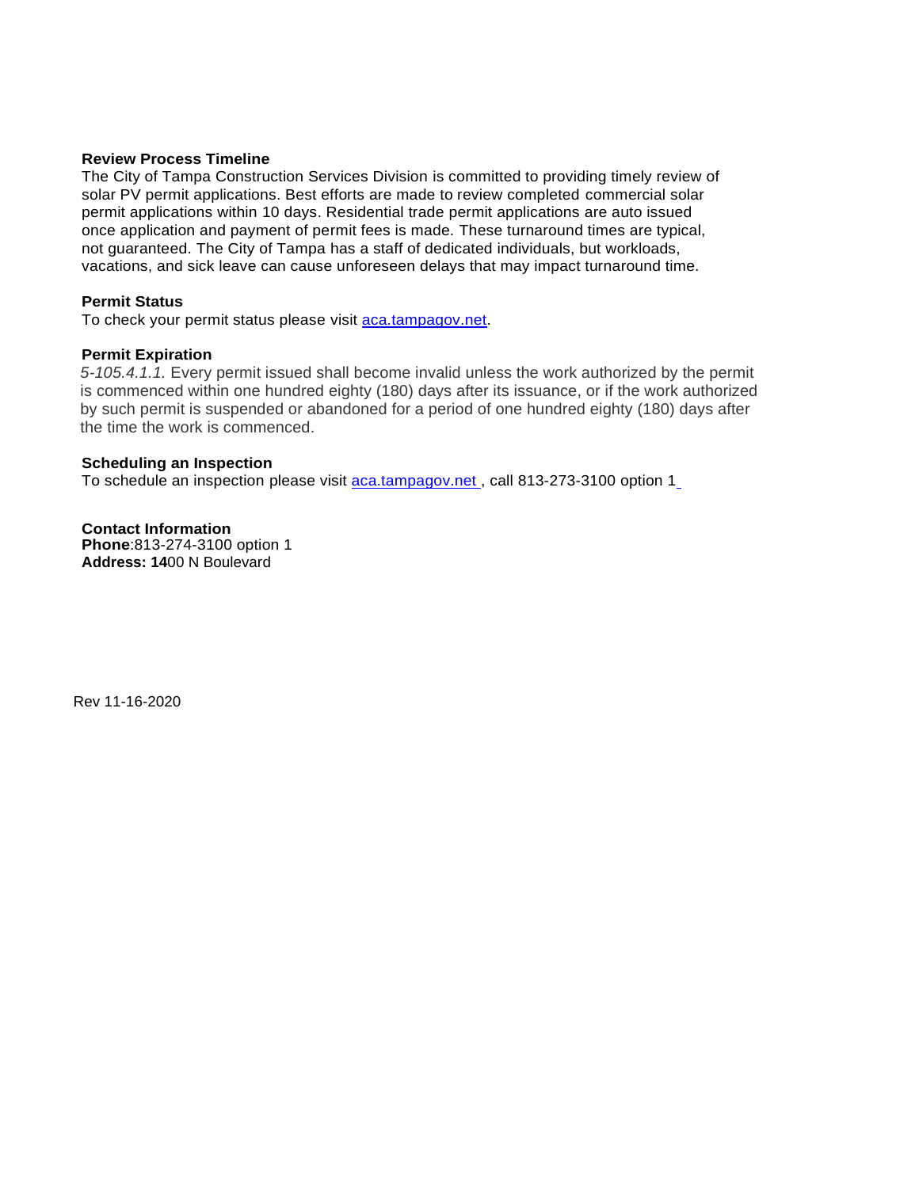**Review Process Timeline**
The City of Tampa Construction Services Division is committed to providing timely review of solar PV permit applications. Best efforts are made to review completed commercial solar permit applications within 10 days. Residential trade permit applications are auto issued once application and payment of permit fees is made. These turnaround times are typical, not guaranteed. The City of Tampa has a staff of dedicated individuals, but workloads, vacations, and sick leave can cause unforeseen delays that may impact turnaround time.

**Permit Status**
To check your permit status please visit [aca.tampagov.net](aca.tampagov.net).

**Permit Expiration**
*5-105.4.1.1.* Every permit issued shall become invalid unless the work authorized by the permit is commenced within one hundred eighty (180) days after its issuance, or if the work authorized by such permit is suspended or abandoned for a period of one hundred eighty (180) days after the time the work is commenced.

**Scheduling an Inspection**
To schedule an inspection please visit [aca.tampagov.net](aca.tampagov.net) , call 813-273-3100 option 1

**Contact Information**
**Phone**:813-274-3100 option 1
**Address: 14**00 N Boulevard

Rev 11-16-2020